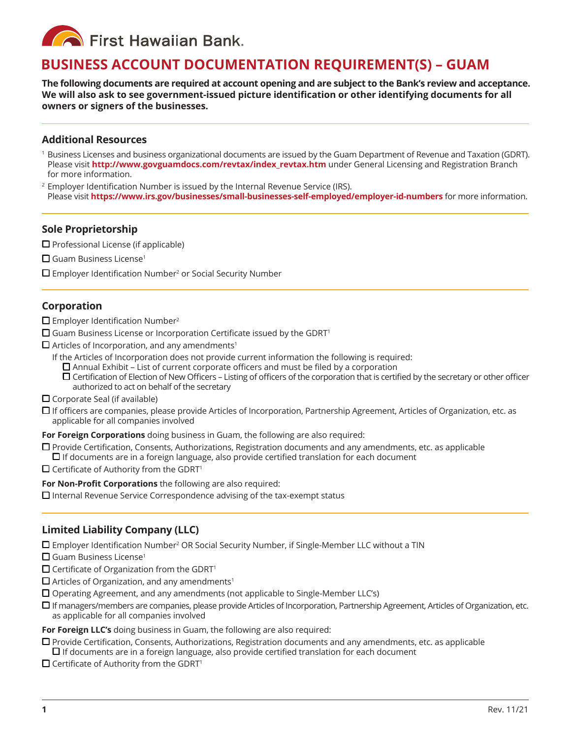First Hawaiian Bank

# BUSINESS ACCOUNT DOCUMENTATION REQUIREMENT(S) – GUAM

**The following documents are required at account opening and are subject to the Bank's review and acceptance. We will also ask to see government-issued picture identification or other identifying documents for all owners or signers of the businesses.**

## Additional Resources

[1] Business Licenses and business organizational documents are issued by the Guam Department of Revenue and Taxation (GDRT). Please visit **http://www.govguamdocs.com/revtax/index_revtax.htm** under General Licensing and Registration Branch for more information.

[2] Employer Identification Number is issued by the Internal Revenue Service (IRS). Please visit **https://www.irs.gov/businesses/small-businesses-self-employed/employer-id-numbers** for more information.

## Sole Proprietorship

- ☐ Professional License (if applicable)
- ☐ Guam Business License[1]
- ☐ Employer Identification Number[2] or Social Security Number

## Corporation

- ☐ Employer Identification Number[2]
- ☐ Guam Business License or Incorporation Certificate issued by the GDRT[1]
- ☐ Articles of Incorporation, and any amendments[1]
  
  If the Articles of Incorporation does not provide current information the following is required:
  - ☐ Annual Exhibit – List of current corporate officers and must be filed by a corporation
  - ☐ Certification of Election of New Officers – Listing of officers of the corporation that is certified by the secretary or other officer authorized to act on behalf of the secretary
- ☐ Corporate Seal (if available)
- ☐ If officers are companies, please provide Articles of Incorporation, Partnership Agreement, Articles of Organization, etc. as applicable for all companies involved

**For Foreign Corporations** doing business in Guam, the following are also required:

- ☐ Provide Certification, Consents, Authorizations, Registration documents and any amendments, etc. as applicable
  - ☐ If documents are in a foreign language, also provide certified translation for each document
- ☐ Certificate of Authority from the GDRT[1]

**For Non-Profit Corporations** the following are also required:

- ☐ Internal Revenue Service Correspondence advising of the tax-exempt status

## Limited Liability Company (LLC)

- ☐ Employer Identification Number[2] OR Social Security Number, if Single-Member LLC without a TIN
- ☐ Guam Business License[1]
- ☐ Certificate of Organization from the GDRT[1]
- ☐ Articles of Organization, and any amendments[1]
- ☐ Operating Agreement, and any amendments (not applicable to Single-Member LLC's)
- ☐ If managers/members are companies, please provide Articles of Incorporation, Partnership Agreement, Articles of Organization, etc. as applicable for all companies involved

**For Foreign LLC's** doing business in Guam, the following are also required:

- ☐ Provide Certification, Consents, Authorizations, Registration documents and any amendments, etc. as applicable
  - ☐ If documents are in a foreign language, also provide certified translation for each document
- ☐ Certificate of Authority from the GDRT[1]

Rev. 11/21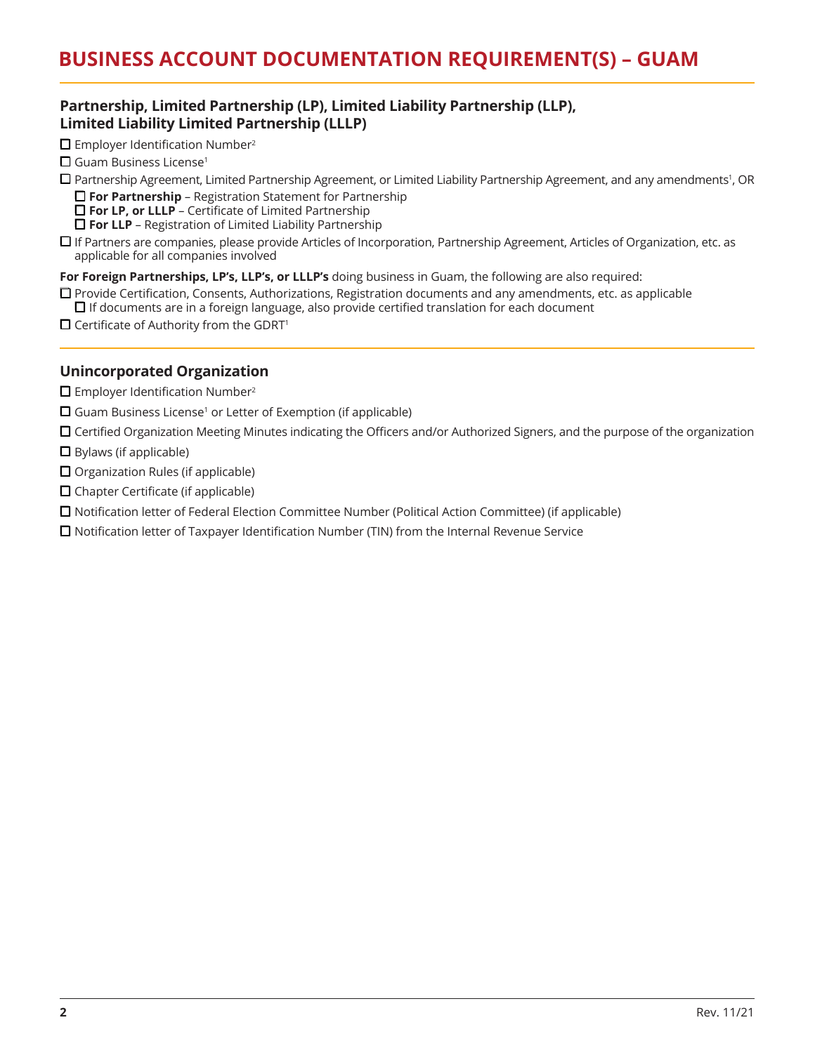# BUSINESS ACCOUNT DOCUMENTATION REQUIREMENT(S) – GUAM

### Partnership, Limited Partnership (LP), Limited Liability Partnership (LLP), Limited Liability Limited Partnership (LLLP)

- ☐ Employer Identification Number[2]
- ☐ Guam Business License[1]
- ☐ Partnership Agreement, Limited Partnership Agreement, or Limited Liability Partnership Agreement, and any amendments[1], OR
  - ☐ **For Partnership** – Registration Statement for Partnership
  - ☐ **For LP, or LLLP** – Certificate of Limited Partnership
  - ☐ **For LLP** – Registration of Limited Liability Partnership
- ☐ If Partners are companies, please provide Articles of Incorporation, Partnership Agreement, Articles of Organization, etc. as applicable for all companies involved

**For Foreign Partnerships, LP's, LLP's, or LLLP's** doing business in Guam, the following are also required:

- ☐ Provide Certification, Consents, Authorizations, Registration documents and any amendments, etc. as applicable
  - ☐ If documents are in a foreign language, also provide certified translation for each document
- ☐ Certificate of Authority from the GDRT[1]

### Unincorporated Organization

- ☐ Employer Identification Number[2]
- ☐ Guam Business License[1] or Letter of Exemption (if applicable)
- ☐ Certified Organization Meeting Minutes indicating the Officers and/or Authorized Signers, and the purpose of the organization
- ☐ Bylaws (if applicable)
- ☐ Organization Rules (if applicable)
- ☐ Chapter Certificate (if applicable)
- ☐ Notification letter of Federal Election Committee Number (Political Action Committee) (if applicable)
- ☐ Notification letter of Taxpayer Identification Number (TIN) from the Internal Revenue Service